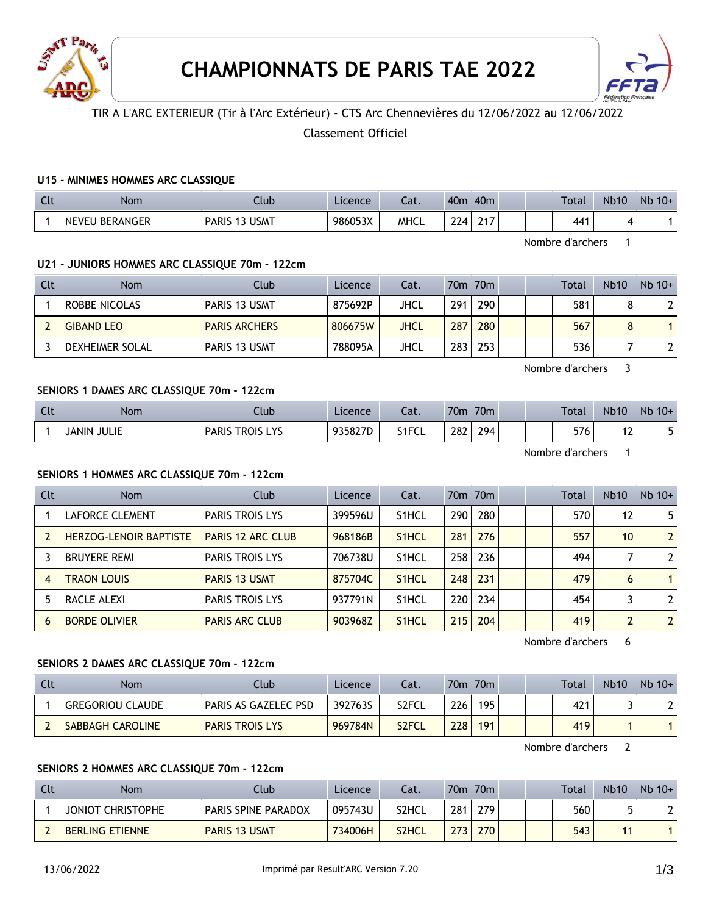# CHAMPIONNATS DE PARIS TAE 2022

TIR A L'ARC EXTERIEUR (Tir à l'Arc Extérieur) - CTS Arc Chennevières du 12/06/2022 au 12/06/2022

Classement Officiel

### U15 - MINIMES HOMMES ARC CLASSIQUE

| Clt | Nom | Club | Licence | Cat. | 40m | 40m | | | Total | Nb10 | Nb 10+ |
|---|---|---|---|---|---|---|---|---|---|---|---|
| 1 | NEVEU BERANGER | PARIS 13 USMT | 986053X | MHCL | 224 | 217 | | | 441 | 4 | 1 |

Nombre d'archers 1

### U21 - JUNIORS HOMMES ARC CLASSIQUE 70m - 122cm

| Clt | Nom | Club | Licence | Cat. | 70m | 70m | | | Total | Nb10 | Nb 10+ |
|---|---|---|---|---|---|---|---|---|---|---|---|
| 1 | ROBBE NICOLAS | PARIS 13 USMT | 875692P | JHCL | 291 | 290 | | | 581 | 8 | 2 |
| 2 | GIBAND LEO | PARIS ARCHERS | 806675W | JHCL | 287 | 280 | | | 567 | 8 | 1 |
| 3 | DEXHEIMER SOLAL | PARIS 13 USMT | 788095A | JHCL | 283 | 253 | | | 536 | 7 | 2 |

Nombre d'archers 3

### SENIORS 1 DAMES ARC CLASSIQUE 70m - 122cm

| Clt | Nom | Club | Licence | Cat. | 70m | 70m | | | Total | Nb10 | Nb 10+ |
|---|---|---|---|---|---|---|---|---|---|---|---|
| 1 | JANIN JULIE | PARIS TROIS LYS | 935827D | S1FCL | 282 | 294 | | | 576 | 12 | 5 |

Nombre d'archers 1

### SENIORS 1 HOMMES ARC CLASSIQUE 70m - 122cm

| Clt | Nom | Club | Licence | Cat. | 70m | 70m | | | Total | Nb10 | Nb 10+ |
|---|---|---|---|---|---|---|---|---|---|---|---|
| 1 | LAFORCE CLEMENT | PARIS TROIS LYS | 399596U | S1HCL | 290 | 280 | | | 570 | 12 | 5 |
| 2 | HERZOG-LENOIR BAPTISTE | PARIS 12 ARC CLUB | 968186B | S1HCL | 281 | 276 | | | 557 | 10 | 2 |
| 3 | BRUYERE REMI | PARIS TROIS LYS | 706738U | S1HCL | 258 | 236 | | | 494 | 7 | 2 |
| 4 | TRAON LOUIS | PARIS 13 USMT | 875704C | S1HCL | 248 | 231 | | | 479 | 6 | 1 |
| 5 | RACLE ALEXI | PARIS TROIS LYS | 937791N | S1HCL | 220 | 234 | | | 454 | 3 | 2 |
| 6 | BORDE OLIVIER | PARIS ARC CLUB | 903968Z | S1HCL | 215 | 204 | | | 419 | 2 | 2 |

Nombre d'archers 6

### SENIORS 2 DAMES ARC CLASSIQUE 70m - 122cm

| Clt | Nom | Club | Licence | Cat. | 70m | 70m | | | Total | Nb10 | Nb 10+ |
|---|---|---|---|---|---|---|---|---|---|---|---|
| 1 | GREGORIOU CLAUDE | PARIS AS GAZELEC PSD | 392763S | S2FCL | 226 | 195 | | | 421 | 3 | 2 |
| 2 | SABBAGH CAROLINE | PARIS TROIS LYS | 969784N | S2FCL | 228 | 191 | | | 419 | 1 | 1 |

Nombre d'archers 2

### SENIORS 2 HOMMES ARC CLASSIQUE 70m - 122cm

| Clt | Nom | Club | Licence | Cat. | 70m | 70m | | | Total | Nb10 | Nb 10+ |
|---|---|---|---|---|---|---|---|---|---|---|---|
| 1 | JONIOT CHRISTOPHE | PARIS SPINE PARADOX | 095743U | S2HCL | 281 | 279 | | | 560 | 5 | 2 |
| 2 | BERLING ETIENNE | PARIS 13 USMT | 734006H | S2HCL | 273 | 270 | | | 543 | 11 | 1 |

13/06/2022 Imprimé par Result'ARC Version 7.20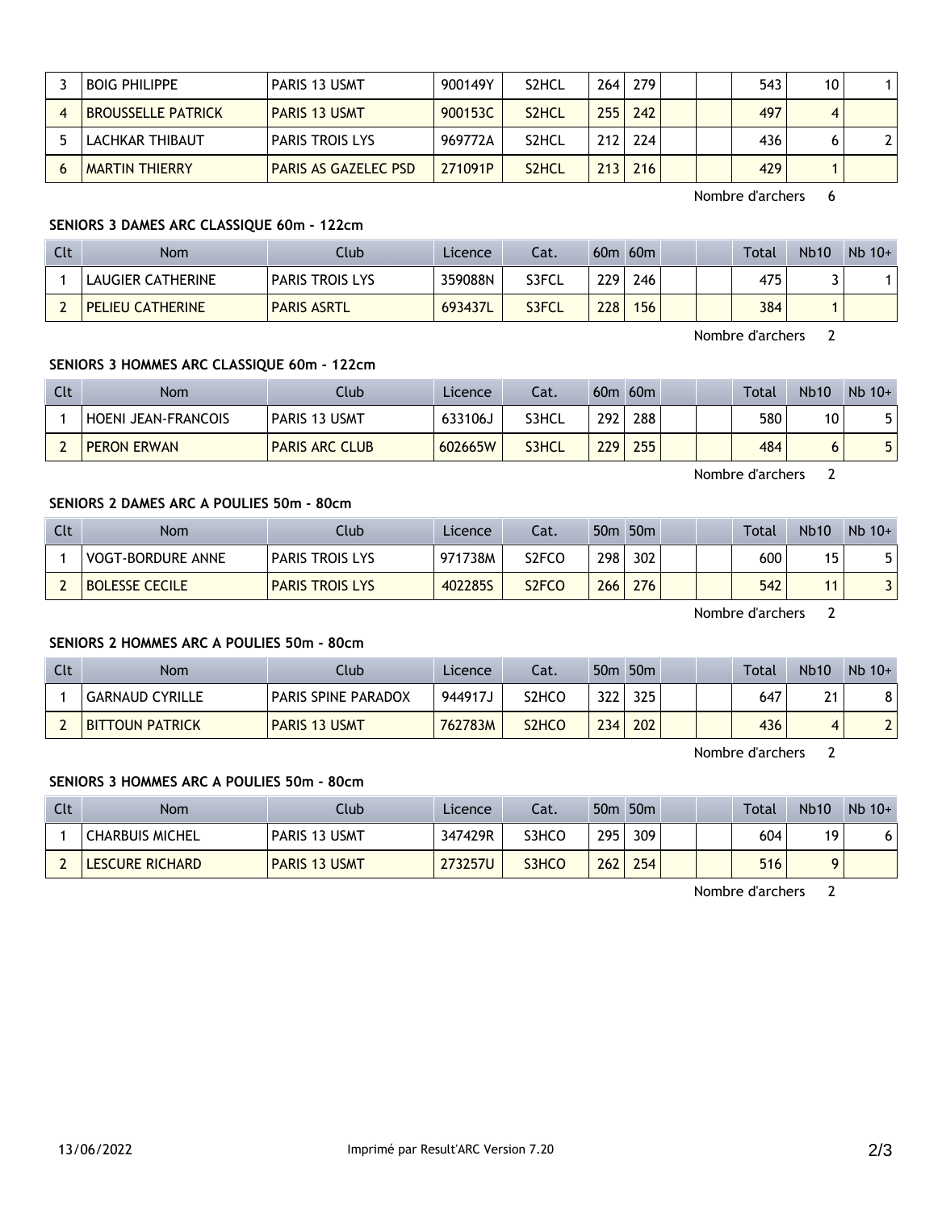| Clt | Nom | Club | Licence | Cat. | | | | | Total | Nb10 | Nb 10+ |
|---|---|---|---|---|---|---|---|---|---|---|---|
| 3 | BOIG PHILIPPE | PARIS 13 USMT | 900149Y | S2HCL | 264 | 279 | | | 543 | 10 | 1 |
| 4 | BROUSSELLE PATRICK | PARIS 13 USMT | 900153C | S2HCL | 255 | 242 | | | 497 | 4 | |
| 5 | LACHKAR THIBAUT | PARIS TROIS LYS | 969772A | S2HCL | 212 | 224 | | | 436 | 6 | 2 |
| 6 | MARTIN THIERRY | PARIS AS GAZELEC PSD | 271091P | S2HCL | 213 | 216 | | | 429 | 1 | |

Nombre d'archers 6

**SENIORS 3 DAMES ARC CLASSIQUE 60m - 122cm**

| Clt | Nom | Club | Licence | Cat. | 60m | 60m | | | Total | Nb10 | Nb 10+ |
|---|---|---|---|---|---|---|---|---|---|---|---|
| 1 | LAUGIER CATHERINE | PARIS TROIS LYS | 359088N | S3FCL | 229 | 246 | | | 475 | 3 | 1 |
| 2 | PELIEU CATHERINE | PARIS ASRTL | 693437L | S3FCL | 228 | 156 | | | 384 | 1 | |

Nombre d'archers 2

**SENIORS 3 HOMMES ARC CLASSIQUE 60m - 122cm**

| Clt | Nom | Club | Licence | Cat. | 60m | 60m | | | Total | Nb10 | Nb 10+ |
|---|---|---|---|---|---|---|---|---|---|---|---|
| 1 | HOENI JEAN-FRANCOIS | PARIS 13 USMT | 633106J | S3HCL | 292 | 288 | | | 580 | 10 | 5 |
| 2 | PERON ERWAN | PARIS ARC CLUB | 602665W | S3HCL | 229 | 255 | | | 484 | 6 | 5 |

Nombre d'archers 2

**SENIORS 2 DAMES ARC A POULIES 50m - 80cm**

| Clt | Nom | Club | Licence | Cat. | 50m | 50m | | | Total | Nb10 | Nb 10+ |
|---|---|---|---|---|---|---|---|---|---|---|---|
| 1 | VOGT-BORDURE ANNE | PARIS TROIS LYS | 971738M | S2FCO | 298 | 302 | | | 600 | 15 | 5 |
| 2 | BOLESSE CECILE | PARIS TROIS LYS | 402285S | S2FCO | 266 | 276 | | | 542 | 11 | 3 |

Nombre d'archers 2

**SENIORS 2 HOMMES ARC A POULIES 50m - 80cm**

| Clt | Nom | Club | Licence | Cat. | 50m | 50m | | | Total | Nb10 | Nb 10+ |
|---|---|---|---|---|---|---|---|---|---|---|---|
| 1 | GARNAUD CYRILLE | PARIS SPINE PARADOX | 944917J | S2HCO | 322 | 325 | | | 647 | 21 | 8 |
| 2 | BITTOUN PATRICK | PARIS 13 USMT | 762783M | S2HCO | 234 | 202 | | | 436 | 4 | 2 |

Nombre d'archers 2

**SENIORS 3 HOMMES ARC A POULIES 50m - 80cm**

| Clt | Nom | Club | Licence | Cat. | 50m | 50m | | | Total | Nb10 | Nb 10+ |
|---|---|---|---|---|---|---|---|---|---|---|---|
| 1 | CHARBUIS MICHEL | PARIS 13 USMT | 347429R | S3HCO | 295 | 309 | | | 604 | 19 | 6 |
| 2 | LESCURE RICHARD | PARIS 13 USMT | 273257U | S3HCO | 262 | 254 | | | 516 | 9 | |

Nombre d'archers 2

13/06/2022 Imprimé par Result'ARC Version 7.20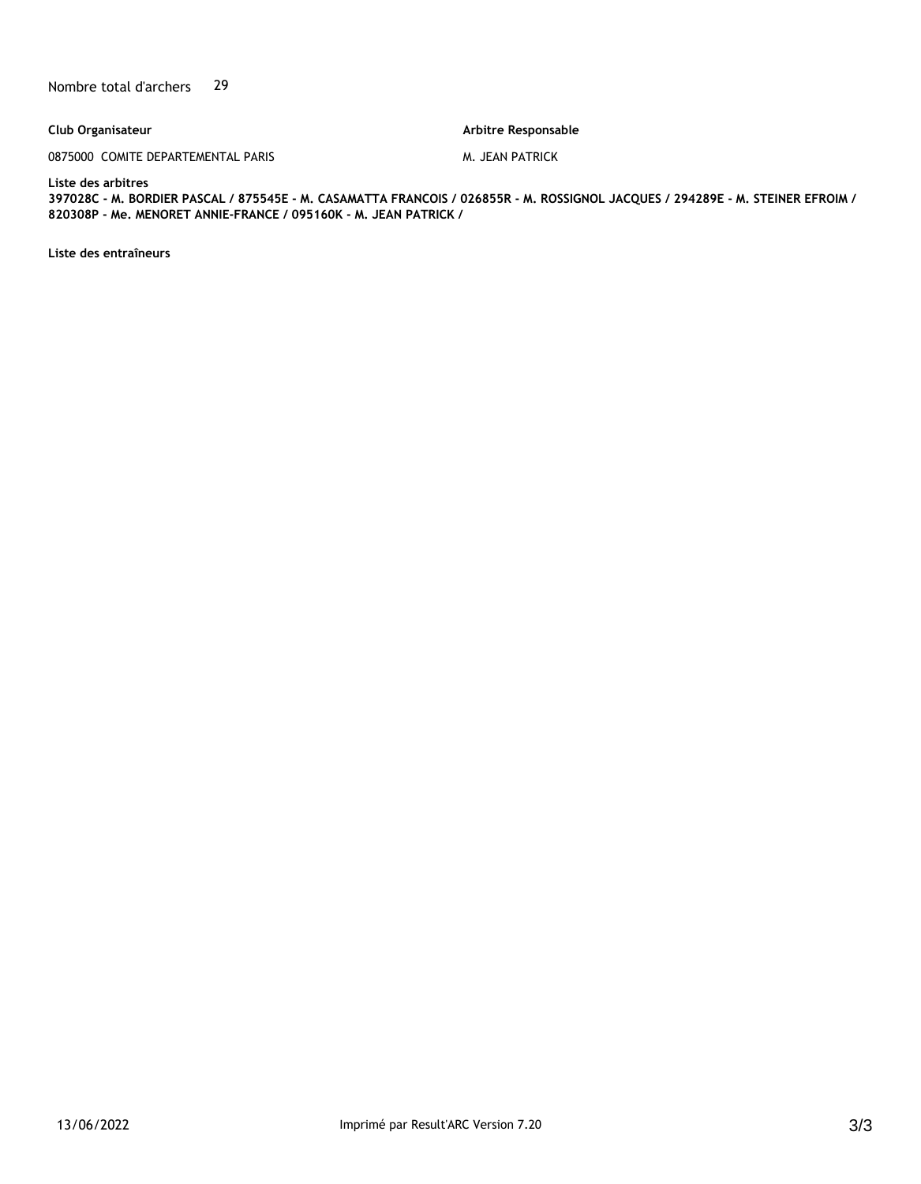Nombre total d'archers 29

**Club Organisateur**

0875000 COMITE DEPARTEMENTAL PARIS

**Arbitre Responsable**

M. JEAN PATRICK

**Liste des arbitres**

**397028C - M. BORDIER PASCAL / 875545E - M. CASAMATTA FRANCOIS / 026855R - M. ROSSIGNOL JACQUES / 294289E - M. STEINER EFROIM / 820308P - Me. MENORET ANNIE-FRANCE / 095160K - M. JEAN PATRICK /**

**Liste des entraîneurs**

13/06/2022 Imprimé par Result'ARC Version 7.20